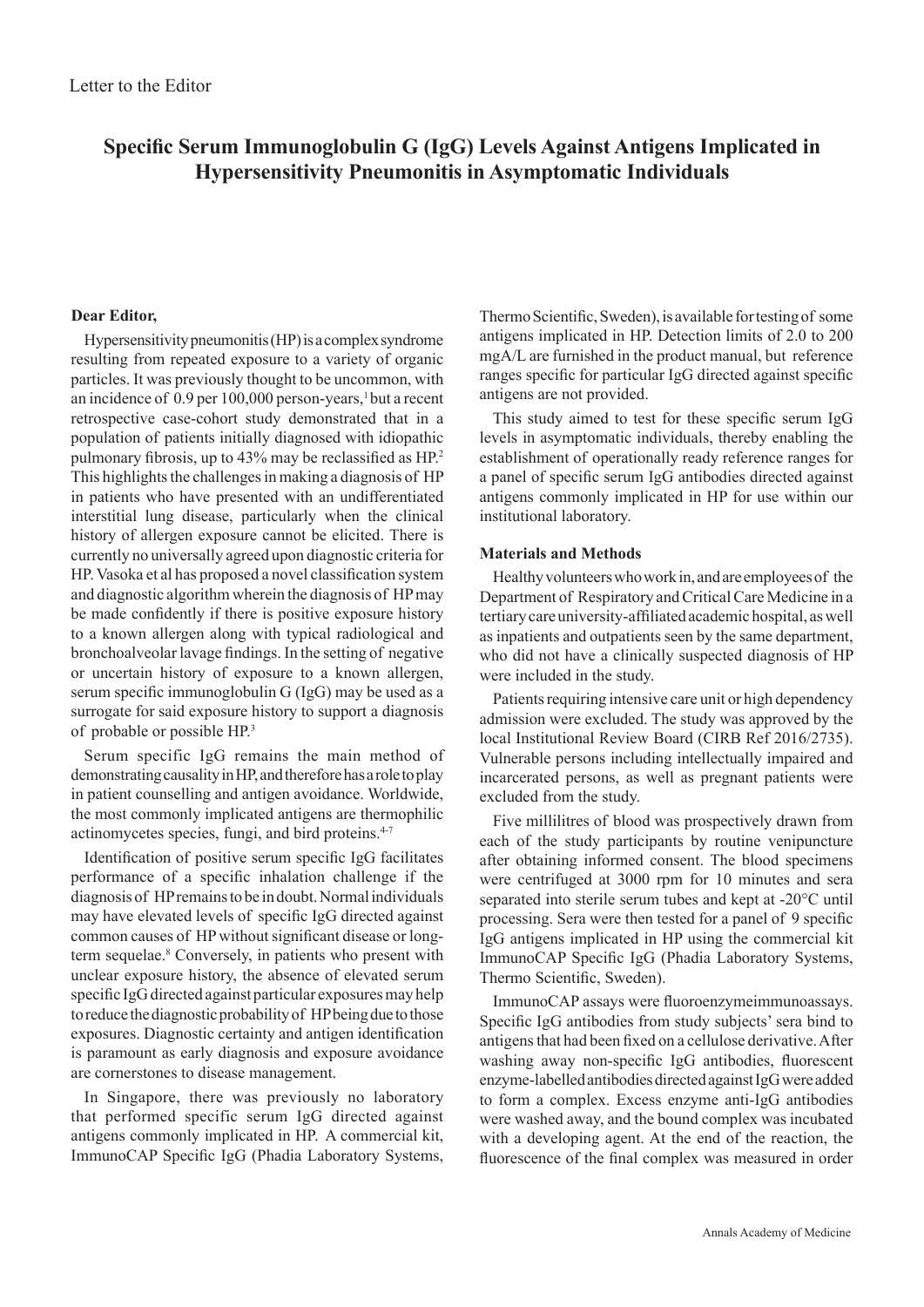Letter to the Editor

# Specific Serum Immunoglobulin G (IgG) Levels Against Antigens Implicated in Hypersensitivity Pneumonitis in Asymptomatic Individuals

**Dear Editor,**

Hypersensitivity pneumonitis (HP) is a complex syndrome resulting from repeated exposure to a variety of organic particles. It was previously thought to be uncommon, with an incidence of 0.9 per 100,000 person-years,[1] but a recent retrospective case-cohort study demonstrated that in a population of patients initially diagnosed with idiopathic pulmonary fibrosis, up to 43% may be reclassified as HP.[2] This highlights the challenges in making a diagnosis of HP in patients who have presented with an undifferentiated interstitial lung disease, particularly when the clinical history of allergen exposure cannot be elicited. There is currently no universally agreed upon diagnostic criteria for HP. Vasoka et al has proposed a novel classification system and diagnostic algorithm wherein the diagnosis of HP may be made confidently if there is positive exposure history to a known allergen along with typical radiological and bronchoalveolar lavage findings. In the setting of negative or uncertain history of exposure to a known allergen, serum specific immunoglobulin G (IgG) may be used as a surrogate for said exposure history to support a diagnosis of probable or possible HP.[3]

Serum specific IgG remains the main method of demonstrating causality in HP, and therefore has a role to play in patient counselling and antigen avoidance. Worldwide, the most commonly implicated antigens are thermophilic actinomycetes species, fungi, and bird proteins.[4-7]

Identification of positive serum specific IgG facilitates performance of a specific inhalation challenge if the diagnosis of HP remains to be in doubt. Normal individuals may have elevated levels of specific IgG directed against common causes of HP without significant disease or long-term sequelae.[8] Conversely, in patients who present with unclear exposure history, the absence of elevated serum specific IgG directed against particular exposures may help to reduce the diagnostic probability of HP being due to those exposures. Diagnostic certainty and antigen identification is paramount as early diagnosis and exposure avoidance are cornerstones to disease management.

In Singapore, there was previously no laboratory that performed specific serum IgG directed against antigens commonly implicated in HP. A commercial kit, ImmunoCAP Specific IgG (Phadia Laboratory Systems, Thermo Scientific, Sweden), is available for testing of some antigens implicated in HP. Detection limits of 2.0 to 200 mgA/L are furnished in the product manual, but reference ranges specific for particular IgG directed against specific antigens are not provided.

This study aimed to test for these specific serum IgG levels in asymptomatic individuals, thereby enabling the establishment of operationally ready reference ranges for a panel of specific serum IgG antibodies directed against antigens commonly implicated in HP for use within our institutional laboratory.

**Materials and Methods**

Healthy volunteers who work in, and are employees of the Department of Respiratory and Critical Care Medicine in a tertiary care university-affiliated academic hospital, as well as inpatients and outpatients seen by the same department, who did not have a clinically suspected diagnosis of HP were included in the study.

Patients requiring intensive care unit or high dependency admission were excluded. The study was approved by the local Institutional Review Board (CIRB Ref 2016/2735). Vulnerable persons including intellectually impaired and incarcerated persons, as well as pregnant patients were excluded from the study.

Five millilitres of blood was prospectively drawn from each of the study participants by routine venipuncture after obtaining informed consent. The blood specimens were centrifuged at 3000 rpm for 10 minutes and sera separated into sterile serum tubes and kept at -20°C until processing. Sera were then tested for a panel of 9 specific IgG antigens implicated in HP using the commercial kit ImmunoCAP Specific IgG (Phadia Laboratory Systems, Thermo Scientific, Sweden).

ImmunoCAP assays were fluoroenzymeimmunoassays. Specific IgG antibodies from study subjects' sera bind to antigens that had been fixed on a cellulose derivative. After washing away non-specific IgG antibodies, fluorescent enzyme-labelled antibodies directed against IgG were added to form a complex. Excess enzyme anti-IgG antibodies were washed away, and the bound complex was incubated with a developing agent. At the end of the reaction, the fluorescence of the final complex was measured in order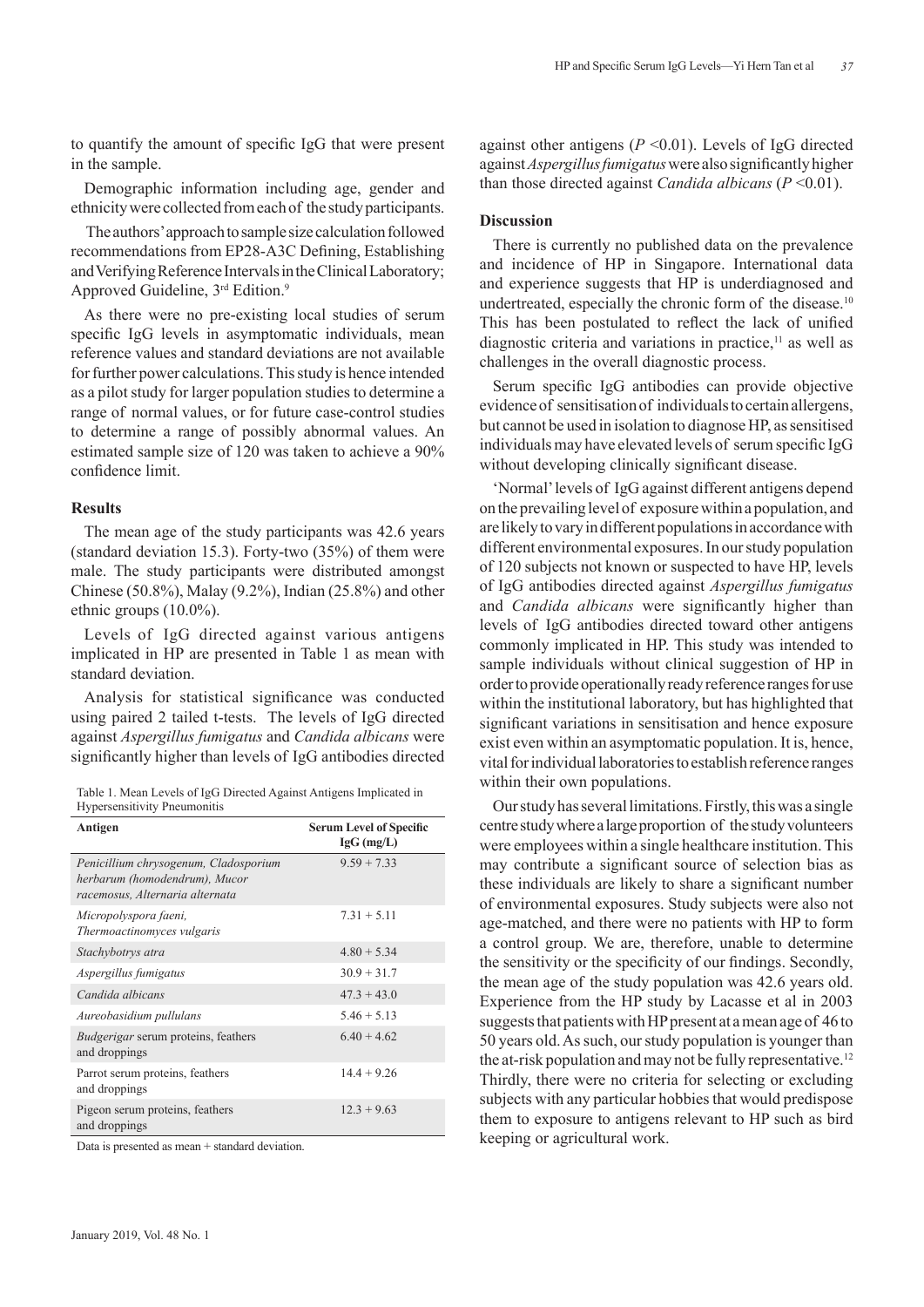to quantify the amount of specific IgG that were present in the sample.

Demographic information including age, gender and ethnicity were collected from each of the study participants.

The authors' approach to sample size calculation followed recommendations from EP28-A3C Defining, Establishing and Verifying Reference Intervals in the Clinical Laboratory; Approved Guideline, 3rd Edition.[9]

As there were no pre-existing local studies of serum specific IgG levels in asymptomatic individuals, mean reference values and standard deviations are not available for further power calculations. This study is hence intended as a pilot study for larger population studies to determine a range of normal values, or for future case-control studies to determine a range of possibly abnormal values. An estimated sample size of 120 was taken to achieve a 90% confidence limit.

### Results

The mean age of the study participants was 42.6 years (standard deviation 15.3). Forty-two (35%) of them were male. The study participants were distributed amongst Chinese (50.8%), Malay (9.2%), Indian (25.8%) and other ethnic groups (10.0%).

Levels of IgG directed against various antigens implicated in HP are presented in Table 1 as mean with standard deviation.

Analysis for statistical significance was conducted using paired 2 tailed t-tests. The levels of IgG directed against *Aspergillus fumigatus* and *Candida albicans* were significantly higher than levels of IgG antibodies directed against other antigens ($P$ <0.01). Levels of IgG directed against *Aspergillus fumigatus* were also significantly higher than those directed against *Candida albicans* ($P$ <0.01).

Table 1. Mean Levels of IgG Directed Against Antigens Implicated in Hypersensitivity Pneumonitis

| Antigen | Serum Level of Specific IgG (mg/L) |
|---|---|
| *Penicillium chrysogenum, Cladosporium herbarum (homodendrum), Mucor racemosus, Alternaria alternata* | 9.59 + 7.33 |
| *Micropolyspora faeni, Thermoactinomyces vulgaris* | 7.31 + 5.11 |
| *Stachybotrys atra* | 4.80 + 5.34 |
| *Aspergillus fumigatus* | 30.9 + 31.7 |
| *Candida albicans* | 47.3 + 43.0 |
| *Aureobasidium pullulans* | 5.46 + 5.13 |
| *Budgerigar* serum proteins, feathers and droppings | 6.40 + 4.62 |
| Parrot serum proteins, feathers and droppings | 14.4 + 9.26 |
| Pigeon serum proteins, feathers and droppings | 12.3 + 9.63 |

Data is presented as mean + standard deviation.

### Discussion

There is currently no published data on the prevalence and incidence of HP in Singapore. International data and experience suggests that HP is underdiagnosed and undertreated, especially the chronic form of the disease.[10] This has been postulated to reflect the lack of unified diagnostic criteria and variations in practice,[11] as well as challenges in the overall diagnostic process.

Serum specific IgG antibodies can provide objective evidence of sensitisation of individuals to certain allergens, but cannot be used in isolation to diagnose HP, as sensitised individuals may have elevated levels of serum specific IgG without developing clinically significant disease.

'Normal' levels of IgG against different antigens depend on the prevailing level of exposure within a population, and are likely to vary in different populations in accordance with different environmental exposures. In our study population of 120 subjects not known or suspected to have HP, levels of IgG antibodies directed against *Aspergillus fumigatus* and *Candida albicans* were significantly higher than levels of IgG antibodies directed toward other antigens commonly implicated in HP. This study was intended to sample individuals without clinical suggestion of HP in order to provide operationally ready reference ranges for use within the institutional laboratory, but has highlighted that significant variations in sensitisation and hence exposure exist even within an asymptomatic population. It is, hence, vital for individual laboratories to establish reference ranges within their own populations.

Our study has several limitations. Firstly, this was a single centre study where a large proportion of the study volunteers were employees within a single healthcare institution. This may contribute a significant source of selection bias as these individuals are likely to share a significant number of environmental exposures. Study subjects were also not age-matched, and there were no patients with HP to form a control group. We are, therefore, unable to determine the sensitivity or the specificity of our findings. Secondly, the mean age of the study population was 42.6 years old. Experience from the HP study by Lacasse et al in 2003 suggests that patients with HP present at a mean age of 46 to 50 years old. As such, our study population is younger than the at-risk population and may not be fully representative.[12] Thirdly, there were no criteria for selecting or excluding subjects with any particular hobbies that would predispose them to exposure to antigens relevant to HP such as bird keeping or agricultural work.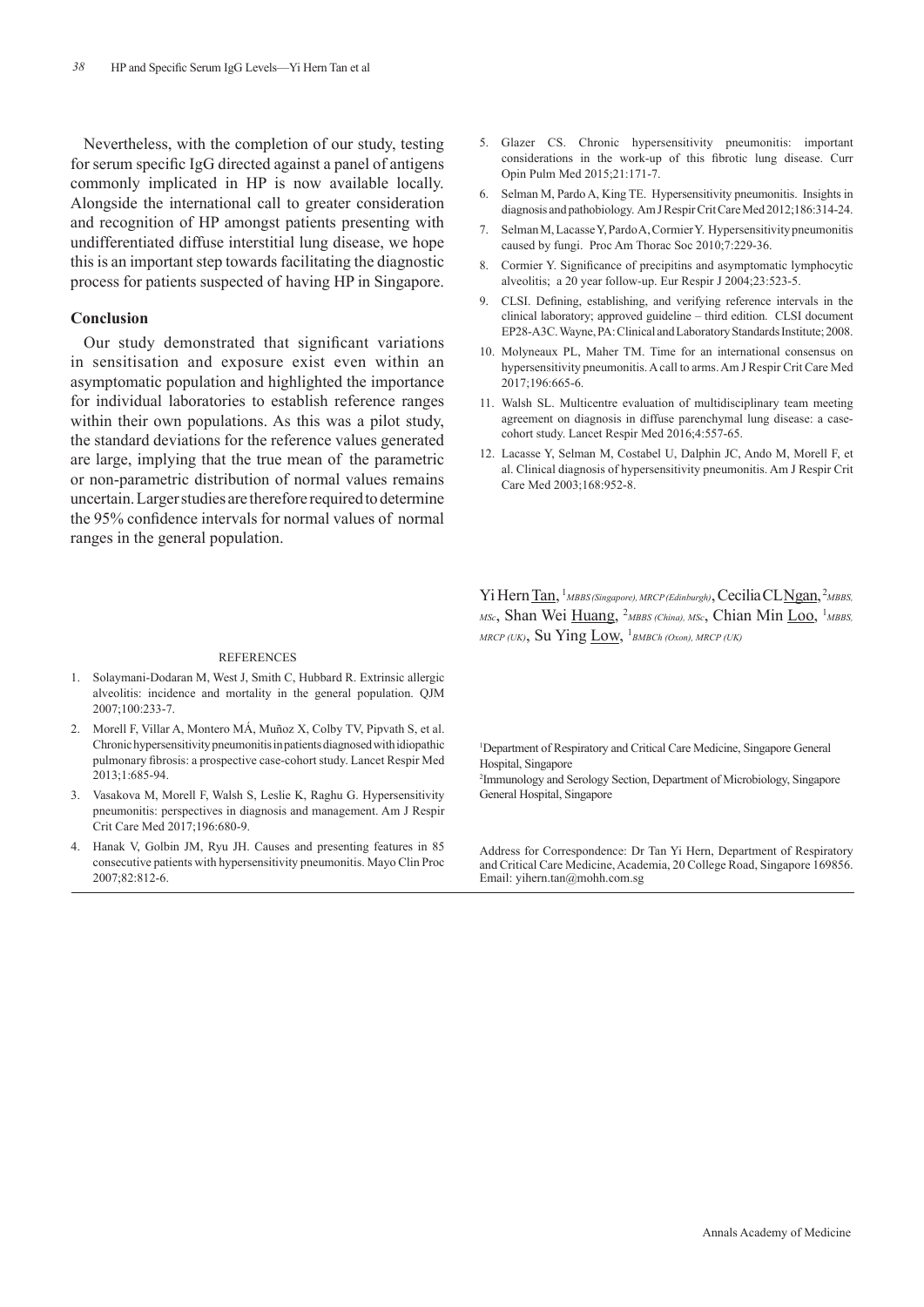Nevertheless, with the completion of our study, testing for serum specific IgG directed against a panel of antigens commonly implicated in HP is now available locally. Alongside the international call to greater consideration and recognition of HP amongst patients presenting with undifferentiated diffuse interstitial lung disease, we hope this is an important step towards facilitating the diagnostic process for patients suspected of having HP in Singapore.

## Conclusion

Our study demonstrated that significant variations in sensitisation and exposure exist even within an asymptomatic population and highlighted the importance for individual laboratories to establish reference ranges within their own populations. As this was a pilot study, the standard deviations for the reference values generated are large, implying that the true mean of the parametric or non-parametric distribution of normal values remains uncertain. Larger studies are therefore required to determine the 95% confidence intervals for normal values of normal ranges in the general population.

Yi Hern Tan, [1]*MBBS (Singapore), MRCP (Edinburgh)*, Cecilia CL Ngan, [2]*MBBS, MSc*, Shan Wei Huang, [2]*MBBS (China), MSc*, Chian Min Loo, [1]*MBBS, MRCP (UK)*, Su Ying Low, [1]*BMBCh (Oxon), MRCP (UK)*

[1]Department of Respiratory and Critical Care Medicine, Singapore General Hospital, Singapore

[2]Immunology and Serology Section, Department of Microbiology, Singapore General Hospital, Singapore

Address for Correspondence: Dr Tan Yi Hern, Department of Respiratory and Critical Care Medicine, Academia, 20 College Road, Singapore 169856.
Email: yihern.tan@mohh.com.sg

## REFERENCES

1. Solaymani-Dodaran M, West J, Smith C, Hubbard R. Extrinsic allergic alveolitis: incidence and mortality in the general population. QJM 2007;100:233-7.
2. Morell F, Villar A, Montero MÁ, Muñoz X, Colby TV, Pipvath S, et al. Chronic hypersensitivity pneumonitis in patients diagnosed with idiopathic pulmonary fibrosis: a prospective case-cohort study. Lancet Respir Med 2013;1:685-94.
3. Vasakova M, Morell F, Walsh S, Leslie K, Raghu G. Hypersensitivity pneumonitis: perspectives in diagnosis and management. Am J Respir Crit Care Med 2017;196:680-9.
4. Hanak V, Golbin JM, Ryu JH. Causes and presenting features in 85 consecutive patients with hypersensitivity pneumonitis. Mayo Clin Proc 2007;82:812-6.
5. Glazer CS. Chronic hypersensitivity pneumonitis: important considerations in the work-up of this fibrotic lung disease. Curr Opin Pulm Med 2015;21:171-7.
6. Selman M, Pardo A, King TE. Hypersensitivity pneumonitis. Insights in diagnosis and pathobiology. Am J Respir Crit Care Med 2012;186:314-24.
7. Selman M, Lacasse Y, Pardo A, Cormier Y. Hypersensitivity pneumonitis caused by fungi. Proc Am Thorac Soc 2010;7:229-36.
8. Cormier Y. Significance of precipitins and asymptomatic lymphocytic alveolitis; a 20 year follow-up. Eur Respir J 2004;23:523-5.
9. CLSI. Defining, establishing, and verifying reference intervals in the clinical laboratory; approved guideline – third edition. CLSI document EP28-A3C. Wayne, PA: Clinical and Laboratory Standards Institute; 2008.
10. Molyneaux PL, Maher TM. Time for an international consensus on hypersensitivity pneumonitis. A call to arms. Am J Respir Crit Care Med 2017;196:665-6.
11. Walsh SL. Multicentre evaluation of multidisciplinary team meeting agreement on diagnosis in diffuse parenchymal lung disease: a case-cohort study. Lancet Respir Med 2016;4:557-65.
12. Lacasse Y, Selman M, Costabel U, Dalphin JC, Ando M, Morell F, et al. Clinical diagnosis of hypersensitivity pneumonitis. Am J Respir Crit Care Med 2003;168:952-8.